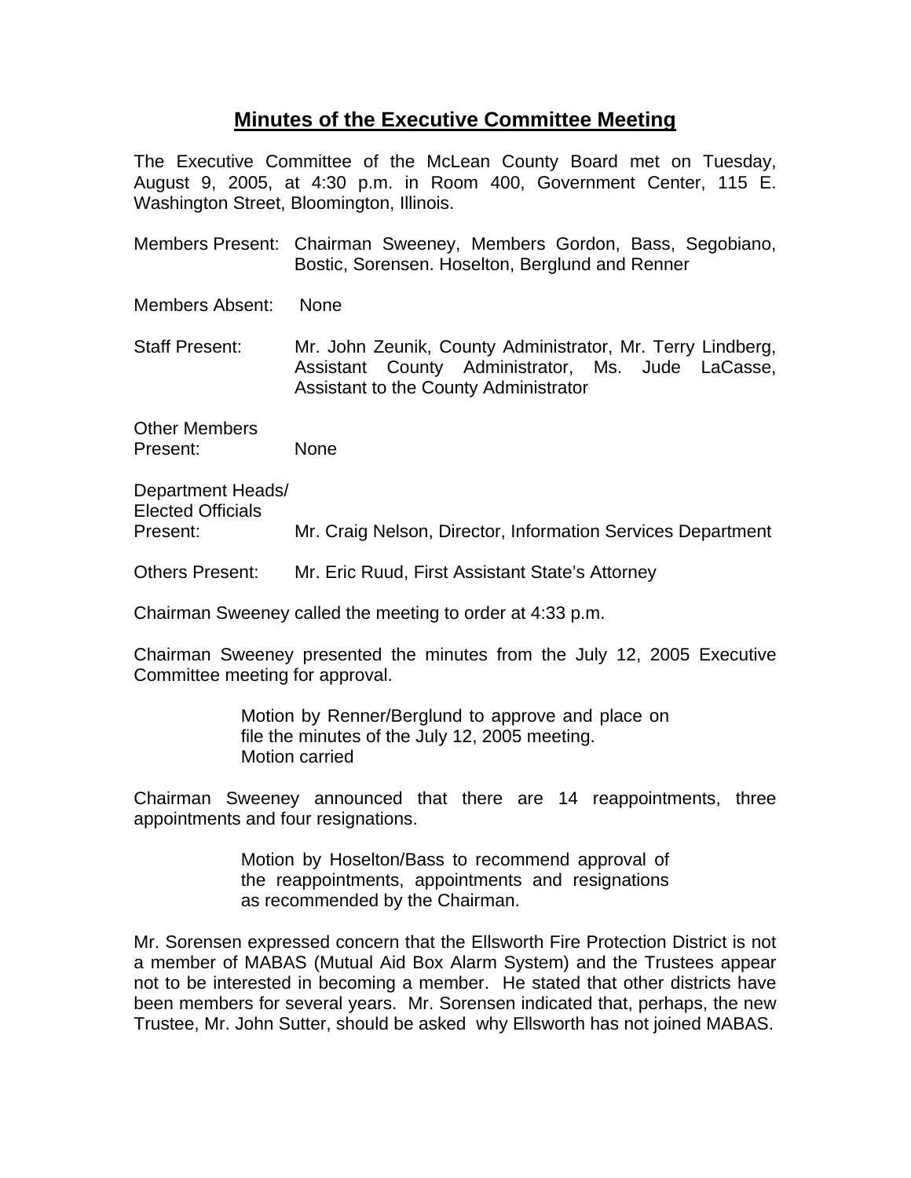# Minutes of the Executive Committee Meeting

The Executive Committee of the McLean County Board met on Tuesday, August 9, 2005, at 4:30 p.m. in Room 400, Government Center, 115 E. Washington Street, Bloomington, Illinois.

Members Present: Chairman Sweeney, Members Gordon, Bass, Segobiano, Bostic, Sorensen. Hoselton, Berglund and Renner

Members Absent: None

Staff Present: Mr. John Zeunik, County Administrator, Mr. Terry Lindberg, Assistant County Administrator, Ms. Jude LaCasse, Assistant to the County Administrator

Other Members Present: None

Department Heads/ Elected Officials Present: Mr. Craig Nelson, Director, Information Services Department

Others Present: Mr. Eric Ruud, First Assistant State's Attorney

Chairman Sweeney called the meeting to order at 4:33 p.m.

Chairman Sweeney presented the minutes from the July 12, 2005 Executive Committee meeting for approval.

> Motion by Renner/Berglund to approve and place on file the minutes of the July 12, 2005 meeting.
> Motion carried

Chairman Sweeney announced that there are 14 reappointments, three appointments and four resignations.

> Motion by Hoselton/Bass to recommend approval of the reappointments, appointments and resignations as recommended by the Chairman.

Mr. Sorensen expressed concern that the Ellsworth Fire Protection District is not a member of MABAS (Mutual Aid Box Alarm System) and the Trustees appear not to be interested in becoming a member. He stated that other districts have been members for several years. Mr. Sorensen indicated that, perhaps, the new Trustee, Mr. John Sutter, should be asked why Ellsworth has not joined MABAS.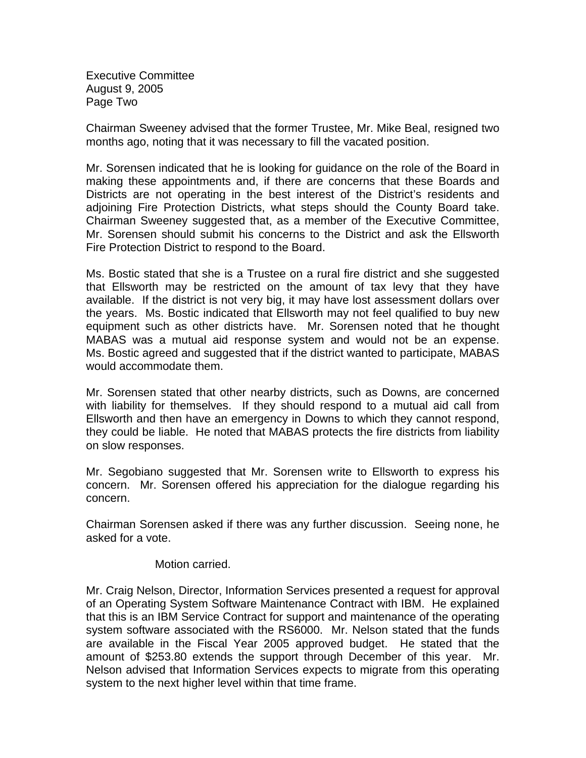Chairman Sweeney advised that the former Trustee, Mr. Mike Beal, resigned two months ago, noting that it was necessary to fill the vacated position.

Mr. Sorensen indicated that he is looking for guidance on the role of the Board in making these appointments and, if there are concerns that these Boards and Districts are not operating in the best interest of the District's residents and adjoining Fire Protection Districts, what steps should the County Board take. Chairman Sweeney suggested that, as a member of the Executive Committee, Mr. Sorensen should submit his concerns to the District and ask the Ellsworth Fire Protection District to respond to the Board.

Ms. Bostic stated that she is a Trustee on a rural fire district and she suggested that Ellsworth may be restricted on the amount of tax levy that they have available. If the district is not very big, it may have lost assessment dollars over the years. Ms. Bostic indicated that Ellsworth may not feel qualified to buy new equipment such as other districts have. Mr. Sorensen noted that he thought MABAS was a mutual aid response system and would not be an expense. Ms. Bostic agreed and suggested that if the district wanted to participate, MABAS would accommodate them.

Mr. Sorensen stated that other nearby districts, such as Downs, are concerned with liability for themselves. If they should respond to a mutual aid call from Ellsworth and then have an emergency in Downs to which they cannot respond, they could be liable. He noted that MABAS protects the fire districts from liability on slow responses.

Mr. Segobiano suggested that Mr. Sorensen write to Ellsworth to express his concern. Mr. Sorensen offered his appreciation for the dialogue regarding his concern.

Chairman Sorensen asked if there was any further discussion. Seeing none, he asked for a vote.

Motion carried.

Mr. Craig Nelson, Director, Information Services presented a request for approval of an Operating System Software Maintenance Contract with IBM. He explained that this is an IBM Service Contract for support and maintenance of the operating system software associated with the RS6000. Mr. Nelson stated that the funds are available in the Fiscal Year 2005 approved budget. He stated that the amount of $253.80 extends the support through December of this year. Mr. Nelson advised that Information Services expects to migrate from this operating system to the next higher level within that time frame.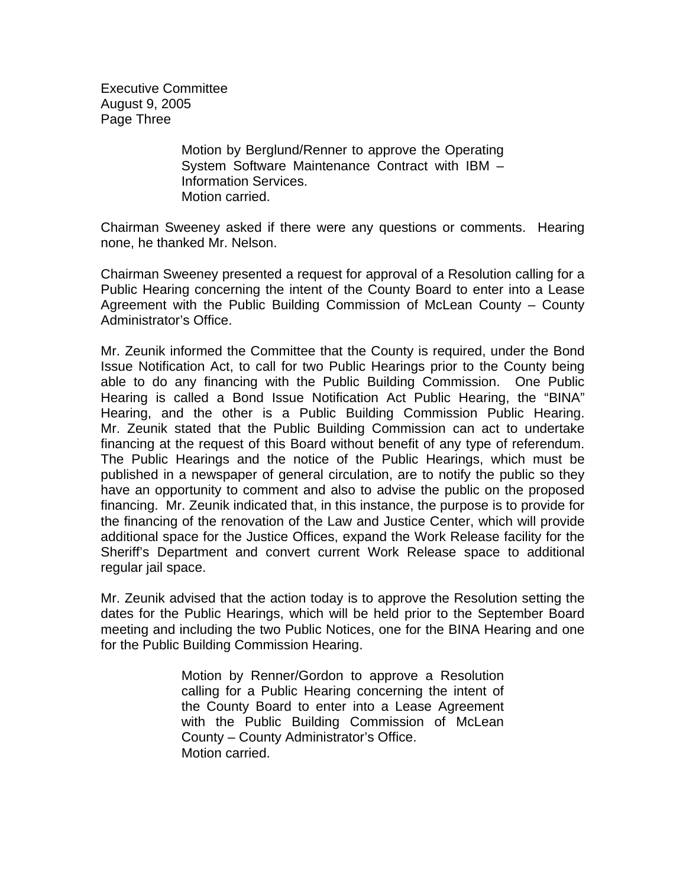Motion by Berglund/Renner to approve the Operating System Software Maintenance Contract with IBM – Information Services.
Motion carried.

Chairman Sweeney asked if there were any questions or comments. Hearing none, he thanked Mr. Nelson.

Chairman Sweeney presented a request for approval of a Resolution calling for a Public Hearing concerning the intent of the County Board to enter into a Lease Agreement with the Public Building Commission of McLean County – County Administrator's Office.

Mr. Zeunik informed the Committee that the County is required, under the Bond Issue Notification Act, to call for two Public Hearings prior to the County being able to do any financing with the Public Building Commission. One Public Hearing is called a Bond Issue Notification Act Public Hearing, the "BINA" Hearing, and the other is a Public Building Commission Public Hearing. Mr. Zeunik stated that the Public Building Commission can act to undertake financing at the request of this Board without benefit of any type of referendum. The Public Hearings and the notice of the Public Hearings, which must be published in a newspaper of general circulation, are to notify the public so they have an opportunity to comment and also to advise the public on the proposed financing. Mr. Zeunik indicated that, in this instance, the purpose is to provide for the financing of the renovation of the Law and Justice Center, which will provide additional space for the Justice Offices, expand the Work Release facility for the Sheriff's Department and convert current Work Release space to additional regular jail space.

Mr. Zeunik advised that the action today is to approve the Resolution setting the dates for the Public Hearings, which will be held prior to the September Board meeting and including the two Public Notices, one for the BINA Hearing and one for the Public Building Commission Hearing.

Motion by Renner/Gordon to approve a Resolution calling for a Public Hearing concerning the intent of the County Board to enter into a Lease Agreement with the Public Building Commission of McLean County – County Administrator's Office.
Motion carried.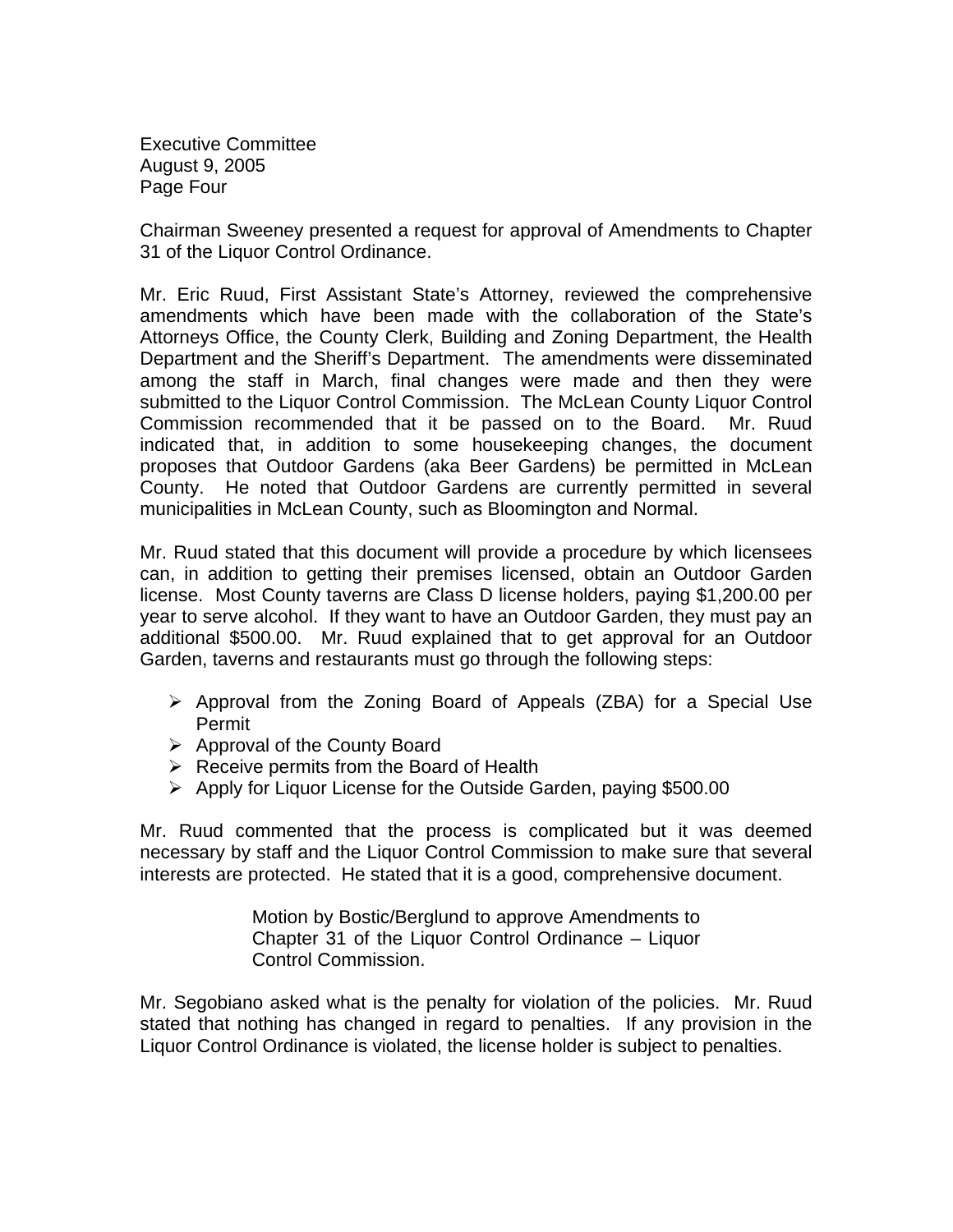Chairman Sweeney presented a request for approval of Amendments to Chapter 31 of the Liquor Control Ordinance.

Mr. Eric Ruud, First Assistant State's Attorney, reviewed the comprehensive amendments which have been made with the collaboration of the State's Attorneys Office, the County Clerk, Building and Zoning Department, the Health Department and the Sheriff's Department. The amendments were disseminated among the staff in March, final changes were made and then they were submitted to the Liquor Control Commission. The McLean County Liquor Control Commission recommended that it be passed on to the Board. Mr. Ruud indicated that, in addition to some housekeeping changes, the document proposes that Outdoor Gardens (aka Beer Gardens) be permitted in McLean County. He noted that Outdoor Gardens are currently permitted in several municipalities in McLean County, such as Bloomington and Normal.

Mr. Ruud stated that this document will provide a procedure by which licensees can, in addition to getting their premises licensed, obtain an Outdoor Garden license. Most County taverns are Class D license holders, paying $1,200.00 per year to serve alcohol. If they want to have an Outdoor Garden, they must pay an additional $500.00. Mr. Ruud explained that to get approval for an Outdoor Garden, taverns and restaurants must go through the following steps:

- Approval from the Zoning Board of Appeals (ZBA) for a Special Use Permit
- Approval of the County Board
- Receive permits from the Board of Health
- Apply for Liquor License for the Outside Garden, paying $500.00

Mr. Ruud commented that the process is complicated but it was deemed necessary by staff and the Liquor Control Commission to make sure that several interests are protected. He stated that it is a good, comprehensive document.

> Motion by Bostic/Berglund to approve Amendments to Chapter 31 of the Liquor Control Ordinance – Liquor Control Commission.

Mr. Segobiano asked what is the penalty for violation of the policies. Mr. Ruud stated that nothing has changed in regard to penalties. If any provision in the Liquor Control Ordinance is violated, the license holder is subject to penalties.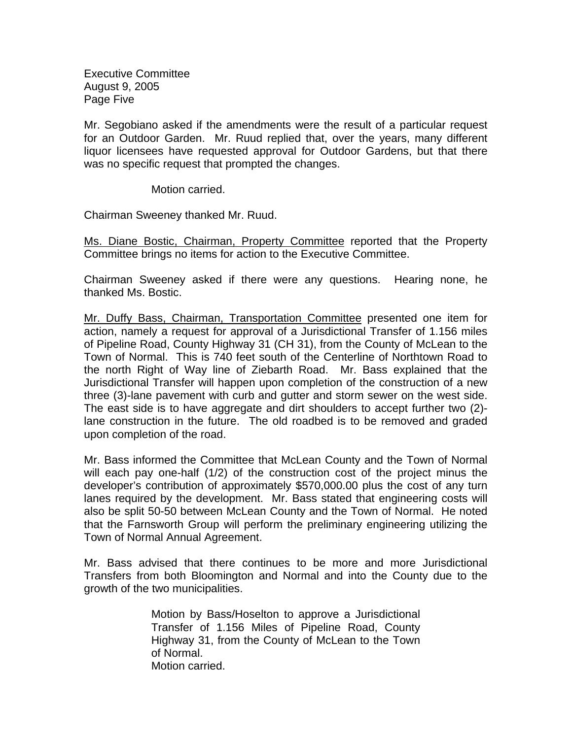Mr. Segobiano asked if the amendments were the result of a particular request for an Outdoor Garden. Mr. Ruud replied that, over the years, many different liquor licensees have requested approval for Outdoor Gardens, but that there was no specific request that prompted the changes.

Motion carried.

Chairman Sweeney thanked Mr. Ruud.

Ms. Diane Bostic, Chairman, Property Committee reported that the Property Committee brings no items for action to the Executive Committee.

Chairman Sweeney asked if there were any questions. Hearing none, he thanked Ms. Bostic.

Mr. Duffy Bass, Chairman, Transportation Committee presented one item for action, namely a request for approval of a Jurisdictional Transfer of 1.156 miles of Pipeline Road, County Highway 31 (CH 31), from the County of McLean to the Town of Normal. This is 740 feet south of the Centerline of Northtown Road to the north Right of Way line of Ziebarth Road. Mr. Bass explained that the Jurisdictional Transfer will happen upon completion of the construction of a new three (3)-lane pavement with curb and gutter and storm sewer on the west side. The east side is to have aggregate and dirt shoulders to accept further two (2)-lane construction in the future. The old roadbed is to be removed and graded upon completion of the road.

Mr. Bass informed the Committee that McLean County and the Town of Normal will each pay one-half (1/2) of the construction cost of the project minus the developer's contribution of approximately $570,000.00 plus the cost of any turn lanes required by the development. Mr. Bass stated that engineering costs will also be split 50-50 between McLean County and the Town of Normal. He noted that the Farnsworth Group will perform the preliminary engineering utilizing the Town of Normal Annual Agreement.

Mr. Bass advised that there continues to be more and more Jurisdictional Transfers from both Bloomington and Normal and into the County due to the growth of the two municipalities.

Motion by Bass/Hoselton to approve a Jurisdictional Transfer of 1.156 Miles of Pipeline Road, County Highway 31, from the County of McLean to the Town of Normal.
Motion carried.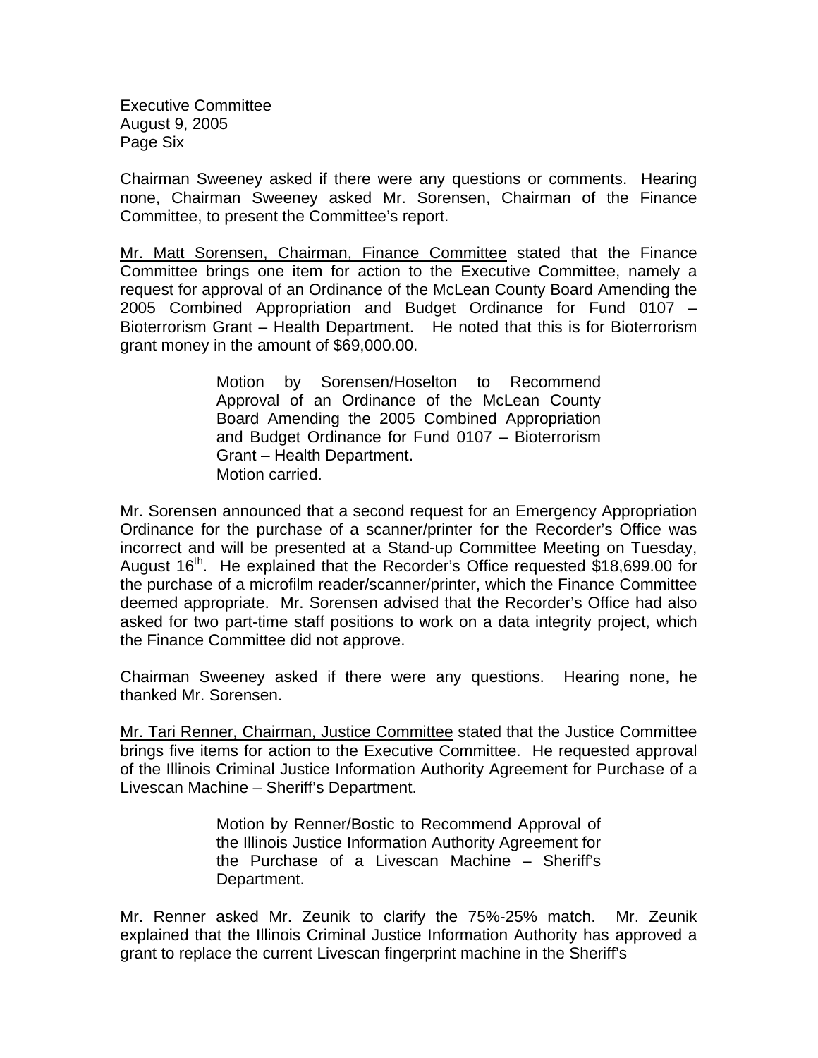Chairman Sweeney asked if there were any questions or comments. Hearing none, Chairman Sweeney asked Mr. Sorensen, Chairman of the Finance Committee, to present the Committee's report.

Mr. Matt Sorensen, Chairman, Finance Committee stated that the Finance Committee brings one item for action to the Executive Committee, namely a request for approval of an Ordinance of the McLean County Board Amending the 2005 Combined Appropriation and Budget Ordinance for Fund 0107 – Bioterrorism Grant – Health Department. He noted that this is for Bioterrorism grant money in the amount of $69,000.00.

> Motion by Sorensen/Hoselton to Recommend Approval of an Ordinance of the McLean County Board Amending the 2005 Combined Appropriation and Budget Ordinance for Fund 0107 – Bioterrorism Grant – Health Department.
> Motion carried.

Mr. Sorensen announced that a second request for an Emergency Appropriation Ordinance for the purchase of a scanner/printer for the Recorder's Office was incorrect and will be presented at a Stand-up Committee Meeting on Tuesday, August 16th. He explained that the Recorder's Office requested $18,699.00 for the purchase of a microfilm reader/scanner/printer, which the Finance Committee deemed appropriate. Mr. Sorensen advised that the Recorder's Office had also asked for two part-time staff positions to work on a data integrity project, which the Finance Committee did not approve.

Chairman Sweeney asked if there were any questions. Hearing none, he thanked Mr. Sorensen.

Mr. Tari Renner, Chairman, Justice Committee stated that the Justice Committee brings five items for action to the Executive Committee. He requested approval of the Illinois Criminal Justice Information Authority Agreement for Purchase of a Livescan Machine – Sheriff's Department.

> Motion by Renner/Bostic to Recommend Approval of the Illinois Justice Information Authority Agreement for the Purchase of a Livescan Machine – Sheriff's Department.

Mr. Renner asked Mr. Zeunik to clarify the 75%-25% match. Mr. Zeunik explained that the Illinois Criminal Justice Information Authority has approved a grant to replace the current Livescan fingerprint machine in the Sheriff's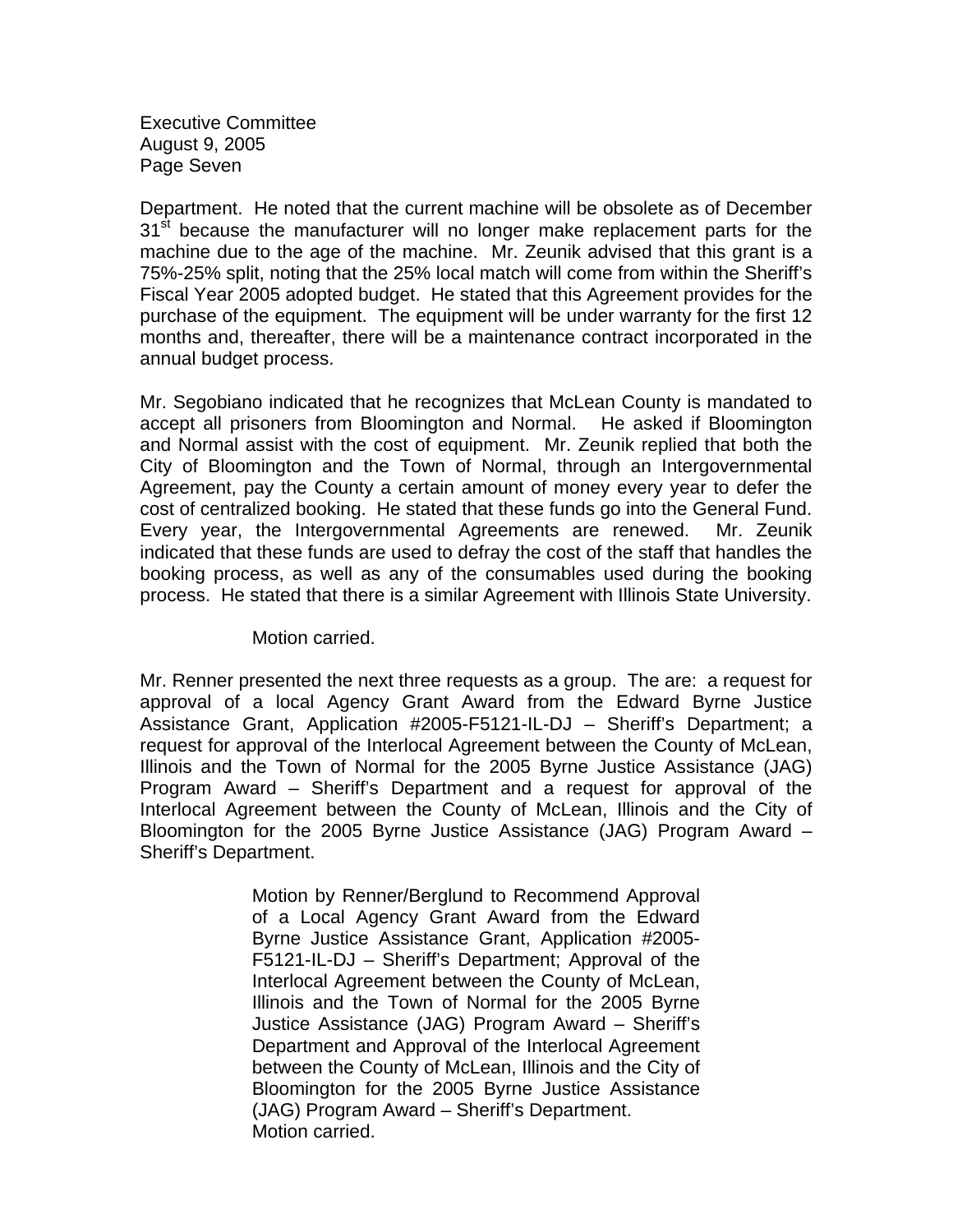Department. He noted that the current machine will be obsolete as of December 31st because the manufacturer will no longer make replacement parts for the machine due to the age of the machine. Mr. Zeunik advised that this grant is a 75%-25% split, noting that the 25% local match will come from within the Sheriff's Fiscal Year 2005 adopted budget. He stated that this Agreement provides for the purchase of the equipment. The equipment will be under warranty for the first 12 months and, thereafter, there will be a maintenance contract incorporated in the annual budget process.

Mr. Segobiano indicated that he recognizes that McLean County is mandated to accept all prisoners from Bloomington and Normal. He asked if Bloomington and Normal assist with the cost of equipment. Mr. Zeunik replied that both the City of Bloomington and the Town of Normal, through an Intergovernmental Agreement, pay the County a certain amount of money every year to defer the cost of centralized booking. He stated that these funds go into the General Fund. Every year, the Intergovernmental Agreements are renewed. Mr. Zeunik indicated that these funds are used to defray the cost of the staff that handles the booking process, as well as any of the consumables used during the booking process. He stated that there is a similar Agreement with Illinois State University.

Motion carried.

Mr. Renner presented the next three requests as a group. The are: a request for approval of a local Agency Grant Award from the Edward Byrne Justice Assistance Grant, Application #2005-F5121-IL-DJ – Sheriff's Department; a request for approval of the Interlocal Agreement between the County of McLean, Illinois and the Town of Normal for the 2005 Byrne Justice Assistance (JAG) Program Award – Sheriff's Department and a request for approval of the Interlocal Agreement between the County of McLean, Illinois and the City of Bloomington for the 2005 Byrne Justice Assistance (JAG) Program Award – Sheriff's Department.

> Motion by Renner/Berglund to Recommend Approval of a Local Agency Grant Award from the Edward Byrne Justice Assistance Grant, Application #2005-F5121-IL-DJ – Sheriff's Department; Approval of the Interlocal Agreement between the County of McLean, Illinois and the Town of Normal for the 2005 Byrne Justice Assistance (JAG) Program Award – Sheriff's Department and Approval of the Interlocal Agreement between the County of McLean, Illinois and the City of Bloomington for the 2005 Byrne Justice Assistance (JAG) Program Award – Sheriff's Department.
> Motion carried.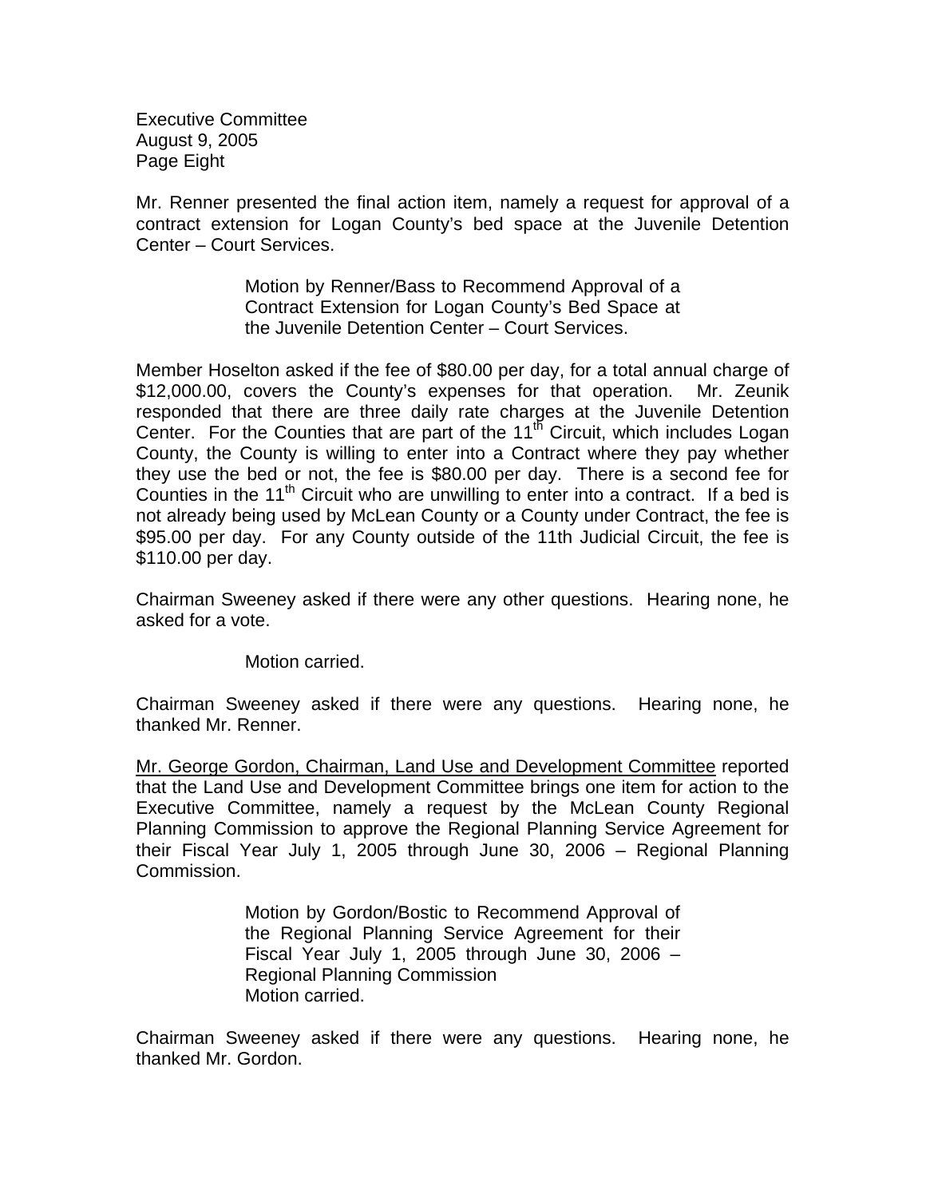Mr. Renner presented the final action item, namely a request for approval of a contract extension for Logan County's bed space at the Juvenile Detention Center – Court Services.

> Motion by Renner/Bass to Recommend Approval of a Contract Extension for Logan County's Bed Space at the Juvenile Detention Center – Court Services.

Member Hoselton asked if the fee of $80.00 per day, for a total annual charge of $12,000.00, covers the County's expenses for that operation. Mr. Zeunik responded that there are three daily rate charges at the Juvenile Detention Center. For the Counties that are part of the 11th Circuit, which includes Logan County, the County is willing to enter into a Contract where they pay whether they use the bed or not, the fee is $80.00 per day. There is a second fee for Counties in the 11th Circuit who are unwilling to enter into a contract. If a bed is not already being used by McLean County or a County under Contract, the fee is $95.00 per day. For any County outside of the 11th Judicial Circuit, the fee is $110.00 per day.

Chairman Sweeney asked if there were any other questions. Hearing none, he asked for a vote.

> Motion carried.

Chairman Sweeney asked if there were any questions. Hearing none, he thanked Mr. Renner.

<u>Mr. George Gordon, Chairman, Land Use and Development Committee</u> reported that the Land Use and Development Committee brings one item for action to the Executive Committee, namely a request by the McLean County Regional Planning Commission to approve the Regional Planning Service Agreement for their Fiscal Year July 1, 2005 through June 30, 2006 – Regional Planning Commission.

> Motion by Gordon/Bostic to Recommend Approval of the Regional Planning Service Agreement for their Fiscal Year July 1, 2005 through June 30, 2006 – Regional Planning Commission
> Motion carried.

Chairman Sweeney asked if there were any questions. Hearing none, he thanked Mr. Gordon.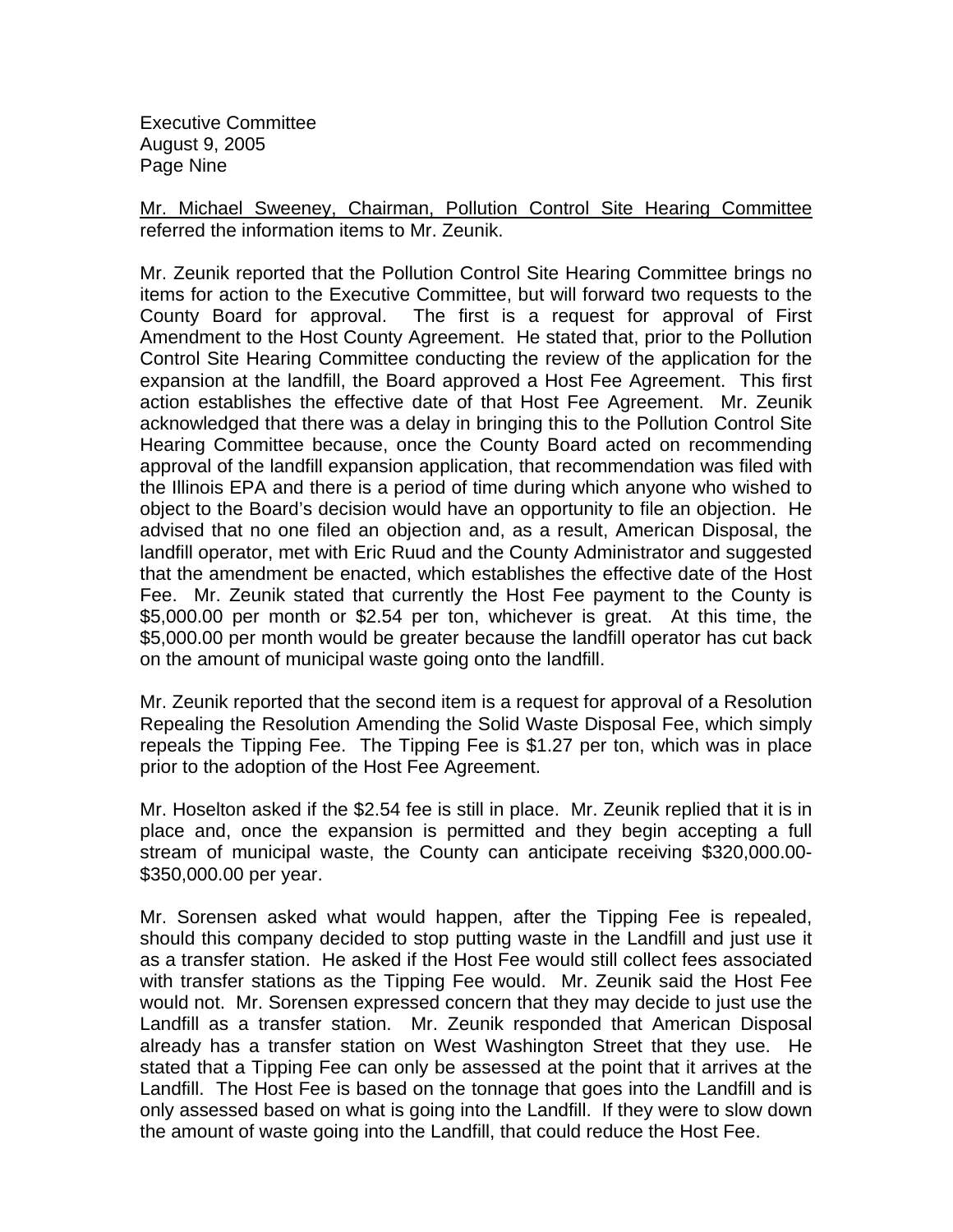<u>Mr. Michael Sweeney, Chairman, Pollution Control Site Hearing Committee</u> referred the information items to Mr. Zeunik.

Mr. Zeunik reported that the Pollution Control Site Hearing Committee brings no items for action to the Executive Committee, but will forward two requests to the County Board for approval. The first is a request for approval of First Amendment to the Host County Agreement. He stated that, prior to the Pollution Control Site Hearing Committee conducting the review of the application for the expansion at the landfill, the Board approved a Host Fee Agreement. This first action establishes the effective date of that Host Fee Agreement. Mr. Zeunik acknowledged that there was a delay in bringing this to the Pollution Control Site Hearing Committee because, once the County Board acted on recommending approval of the landfill expansion application, that recommendation was filed with the Illinois EPA and there is a period of time during which anyone who wished to object to the Board's decision would have an opportunity to file an objection. He advised that no one filed an objection and, as a result, American Disposal, the landfill operator, met with Eric Ruud and the County Administrator and suggested that the amendment be enacted, which establishes the effective date of the Host Fee. Mr. Zeunik stated that currently the Host Fee payment to the County is $5,000.00 per month or $2.54 per ton, whichever is great. At this time, the $5,000.00 per month would be greater because the landfill operator has cut back on the amount of municipal waste going onto the landfill.

Mr. Zeunik reported that the second item is a request for approval of a Resolution Repealing the Resolution Amending the Solid Waste Disposal Fee, which simply repeals the Tipping Fee. The Tipping Fee is $1.27 per ton, which was in place prior to the adoption of the Host Fee Agreement.

Mr. Hoselton asked if the $2.54 fee is still in place. Mr. Zeunik replied that it is in place and, once the expansion is permitted and they begin accepting a full stream of municipal waste, the County can anticipate receiving $320,000.00-$350,000.00 per year.

Mr. Sorensen asked what would happen, after the Tipping Fee is repealed, should this company decided to stop putting waste in the Landfill and just use it as a transfer station. He asked if the Host Fee would still collect fees associated with transfer stations as the Tipping Fee would. Mr. Zeunik said the Host Fee would not. Mr. Sorensen expressed concern that they may decide to just use the Landfill as a transfer station. Mr. Zeunik responded that American Disposal already has a transfer station on West Washington Street that they use. He stated that a Tipping Fee can only be assessed at the point that it arrives at the Landfill. The Host Fee is based on the tonnage that goes into the Landfill and is only assessed based on what is going into the Landfill. If they were to slow down the amount of waste going into the Landfill, that could reduce the Host Fee.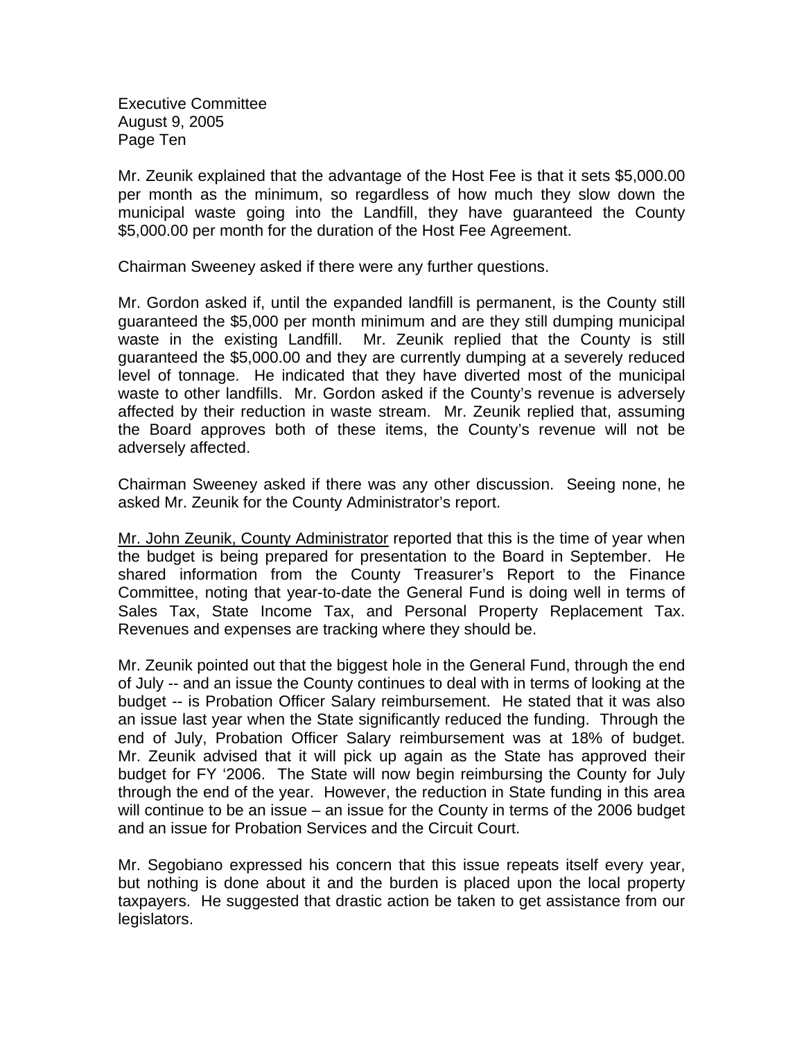Mr. Zeunik explained that the advantage of the Host Fee is that it sets $5,000.00 per month as the minimum, so regardless of how much they slow down the municipal waste going into the Landfill, they have guaranteed the County $5,000.00 per month for the duration of the Host Fee Agreement.

Chairman Sweeney asked if there were any further questions.

Mr. Gordon asked if, until the expanded landfill is permanent, is the County still guaranteed the $5,000 per month minimum and are they still dumping municipal waste in the existing Landfill. Mr. Zeunik replied that the County is still guaranteed the $5,000.00 and they are currently dumping at a severely reduced level of tonnage. He indicated that they have diverted most of the municipal waste to other landfills. Mr. Gordon asked if the County's revenue is adversely affected by their reduction in waste stream. Mr. Zeunik replied that, assuming the Board approves both of these items, the County's revenue will not be adversely affected.

Chairman Sweeney asked if there was any other discussion. Seeing none, he asked Mr. Zeunik for the County Administrator's report.

Mr. John Zeunik, County Administrator reported that this is the time of year when the budget is being prepared for presentation to the Board in September. He shared information from the County Treasurer's Report to the Finance Committee, noting that year-to-date the General Fund is doing well in terms of Sales Tax, State Income Tax, and Personal Property Replacement Tax. Revenues and expenses are tracking where they should be.

Mr. Zeunik pointed out that the biggest hole in the General Fund, through the end of July -- and an issue the County continues to deal with in terms of looking at the budget -- is Probation Officer Salary reimbursement. He stated that it was also an issue last year when the State significantly reduced the funding. Through the end of July, Probation Officer Salary reimbursement was at 18% of budget. Mr. Zeunik advised that it will pick up again as the State has approved their budget for FY '2006. The State will now begin reimbursing the County for July through the end of the year. However, the reduction in State funding in this area will continue to be an issue – an issue for the County in terms of the 2006 budget and an issue for Probation Services and the Circuit Court.

Mr. Segobiano expressed his concern that this issue repeats itself every year, but nothing is done about it and the burden is placed upon the local property taxpayers. He suggested that drastic action be taken to get assistance from our legislators.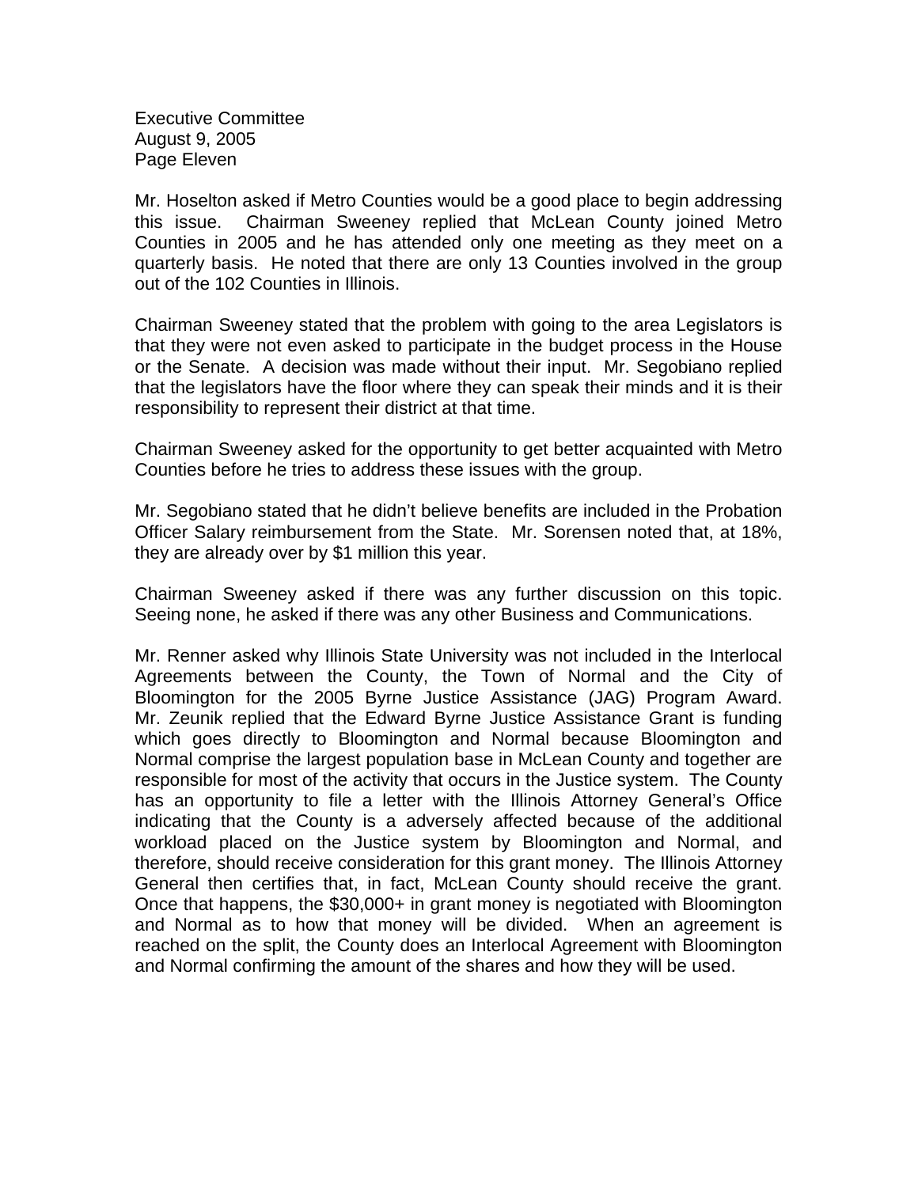Mr. Hoselton asked if Metro Counties would be a good place to begin addressing this issue. Chairman Sweeney replied that McLean County joined Metro Counties in 2005 and he has attended only one meeting as they meet on a quarterly basis. He noted that there are only 13 Counties involved in the group out of the 102 Counties in Illinois.

Chairman Sweeney stated that the problem with going to the area Legislators is that they were not even asked to participate in the budget process in the House or the Senate. A decision was made without their input. Mr. Segobiano replied that the legislators have the floor where they can speak their minds and it is their responsibility to represent their district at that time.

Chairman Sweeney asked for the opportunity to get better acquainted with Metro Counties before he tries to address these issues with the group.

Mr. Segobiano stated that he didn't believe benefits are included in the Probation Officer Salary reimbursement from the State. Mr. Sorensen noted that, at 18%, they are already over by $1 million this year.

Chairman Sweeney asked if there was any further discussion on this topic. Seeing none, he asked if there was any other Business and Communications.

Mr. Renner asked why Illinois State University was not included in the Interlocal Agreements between the County, the Town of Normal and the City of Bloomington for the 2005 Byrne Justice Assistance (JAG) Program Award. Mr. Zeunik replied that the Edward Byrne Justice Assistance Grant is funding which goes directly to Bloomington and Normal because Bloomington and Normal comprise the largest population base in McLean County and together are responsible for most of the activity that occurs in the Justice system. The County has an opportunity to file a letter with the Illinois Attorney General's Office indicating that the County is a adversely affected because of the additional workload placed on the Justice system by Bloomington and Normal, and therefore, should receive consideration for this grant money. The Illinois Attorney General then certifies that, in fact, McLean County should receive the grant. Once that happens, the $30,000+ in grant money is negotiated with Bloomington and Normal as to how that money will be divided. When an agreement is reached on the split, the County does an Interlocal Agreement with Bloomington and Normal confirming the amount of the shares and how they will be used.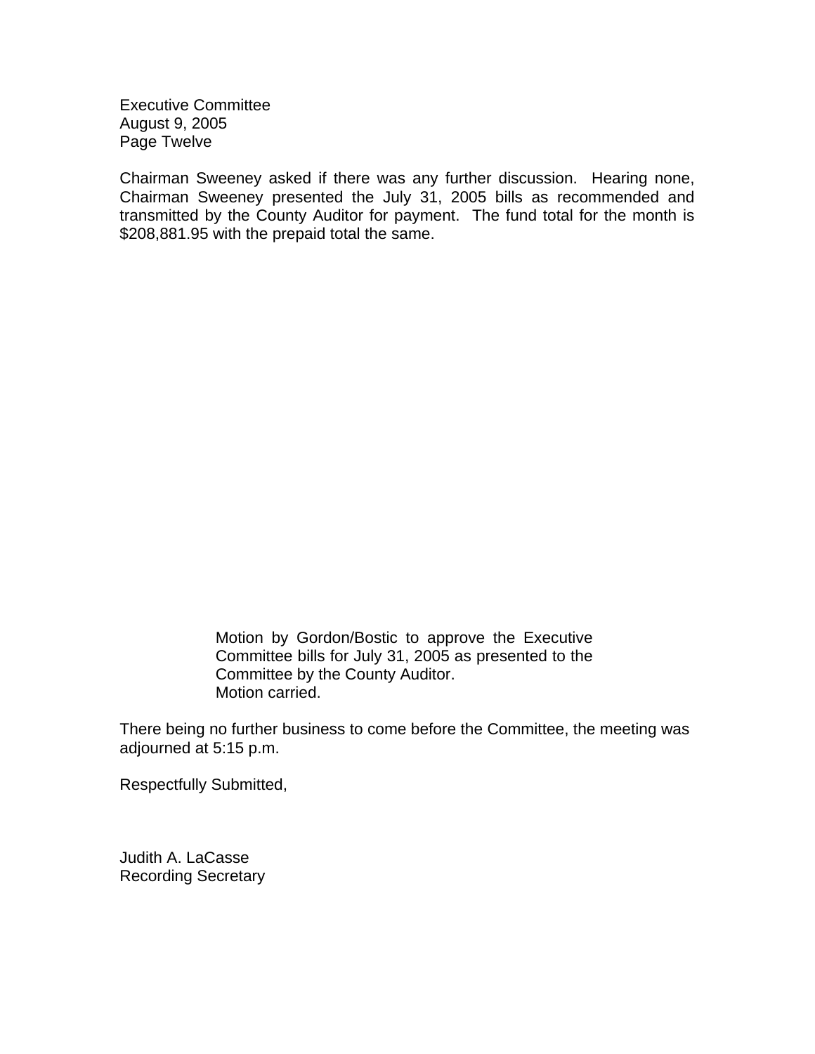Chairman Sweeney asked if there was any further discussion. Hearing none, Chairman Sweeney presented the July 31, 2005 bills as recommended and transmitted by the County Auditor for payment. The fund total for the month is $208,881.95 with the prepaid total the same.

> Motion by Gordon/Bostic to approve the Executive Committee bills for July 31, 2005 as presented to the Committee by the County Auditor.
> Motion carried.

There being no further business to come before the Committee, the meeting was adjourned at 5:15 p.m.

Respectfully Submitted,

Judith A. LaCasse
Recording Secretary